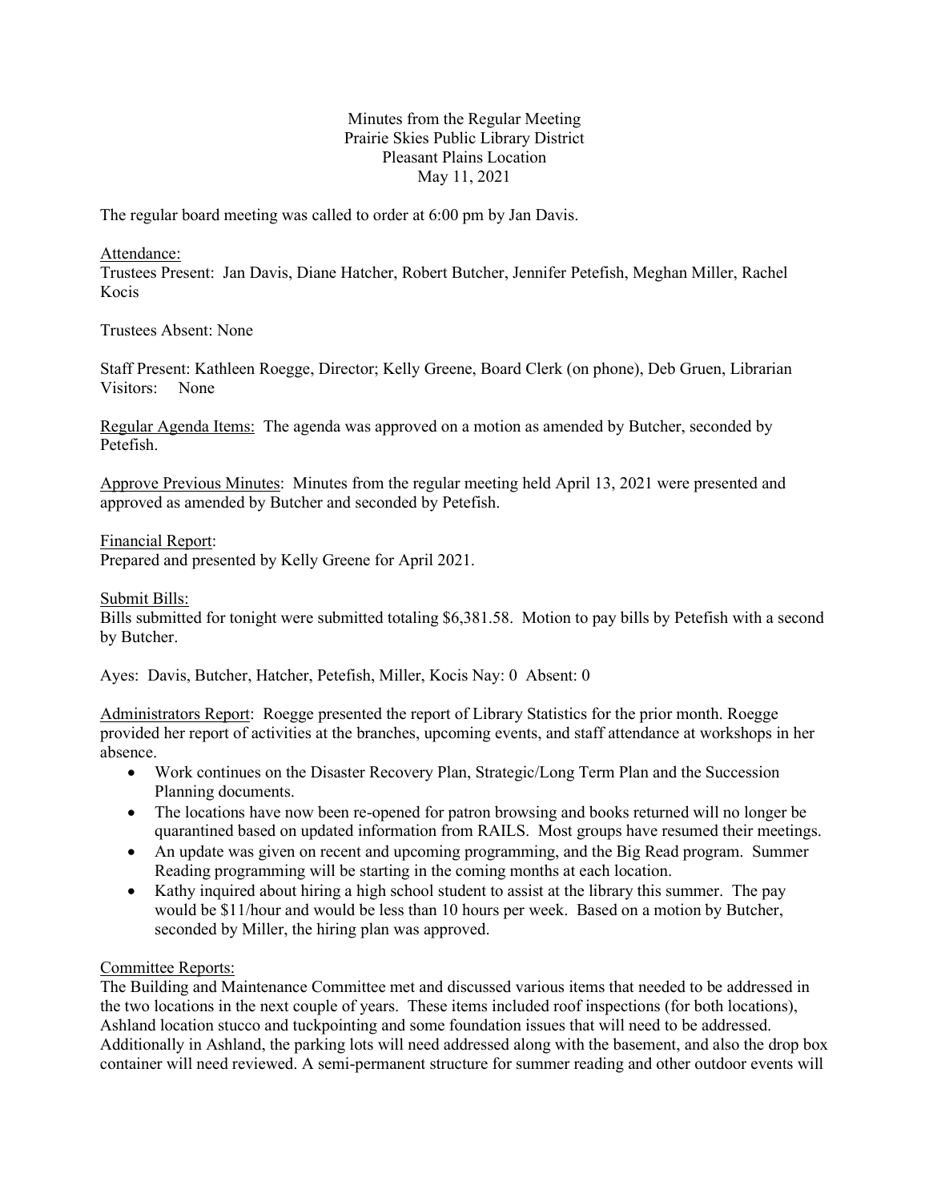Minutes from the Regular Meeting
Prairie Skies Public Library District
Pleasant Plains Location
May 11, 2021

The regular board meeting was called to order at 6:00 pm by Jan Davis.

Attendance:
Trustees Present: Jan Davis, Diane Hatcher, Robert Butcher, Jennifer Petefish, Meghan Miller, Rachel Kocis

Trustees Absent: None

Staff Present: Kathleen Roegge, Director; Kelly Greene, Board Clerk (on phone), Deb Gruen, Librarian
Visitors: None

Regular Agenda Items: The agenda was approved on a motion as amended by Butcher, seconded by Petefish.

Approve Previous Minutes: Minutes from the regular meeting held April 13, 2021 were presented and approved as amended by Butcher and seconded by Petefish.

Financial Report:
Prepared and presented by Kelly Greene for April 2021.

Submit Bills:
Bills submitted for tonight were submitted totaling $6,381.58. Motion to pay bills by Petefish with a second by Butcher.

Ayes: Davis, Butcher, Hatcher, Petefish, Miller, Kocis Nay: 0 Absent: 0

Administrators Report: Roegge presented the report of Library Statistics for the prior month. Roegge provided her report of activities at the branches, upcoming events, and staff attendance at workshops in her absence.

- Work continues on the Disaster Recovery Plan, Strategic/Long Term Plan and the Succession Planning documents.
- The locations have now been re-opened for patron browsing and books returned will no longer be quarantined based on updated information from RAILS. Most groups have resumed their meetings.
- An update was given on recent and upcoming programming, and the Big Read program. Summer Reading programming will be starting in the coming months at each location.
- Kathy inquired about hiring a high school student to assist at the library this summer. The pay would be $11/hour and would be less than 10 hours per week. Based on a motion by Butcher, seconded by Miller, the hiring plan was approved.

Committee Reports:
The Building and Maintenance Committee met and discussed various items that needed to be addressed in the two locations in the next couple of years. These items included roof inspections (for both locations), Ashland location stucco and tuckpointing and some foundation issues that will need to be addressed. Additionally in Ashland, the parking lots will need addressed along with the basement, and also the drop box container will need reviewed. A semi-permanent structure for summer reading and other outdoor events will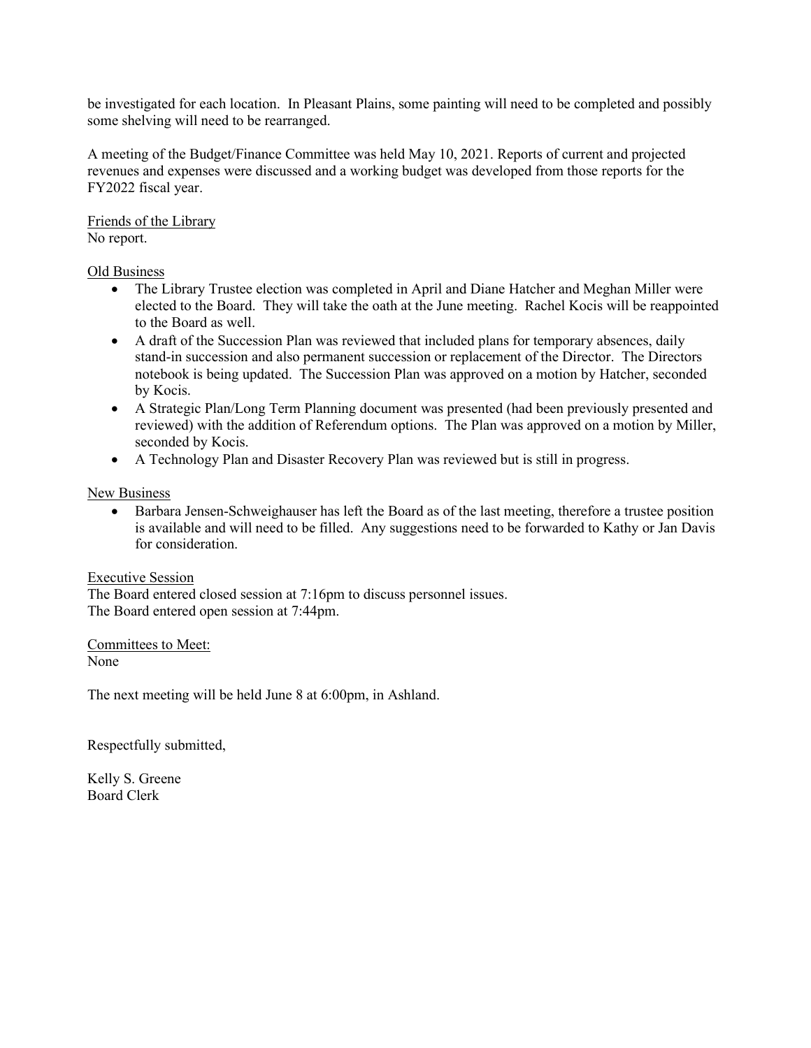be investigated for each location. In Pleasant Plains, some painting will need to be completed and possibly some shelving will need to be rearranged.

A meeting of the Budget/Finance Committee was held May 10, 2021. Reports of current and projected revenues and expenses were discussed and a working budget was developed from those reports for the FY2022 fiscal year.

Friends of the Library
No report.

Old Business

- The Library Trustee election was completed in April and Diane Hatcher and Meghan Miller were elected to the Board. They will take the oath at the June meeting. Rachel Kocis will be reappointed to the Board as well.
- A draft of the Succession Plan was reviewed that included plans for temporary absences, daily stand-in succession and also permanent succession or replacement of the Director. The Directors notebook is being updated. The Succession Plan was approved on a motion by Hatcher, seconded by Kocis.
- A Strategic Plan/Long Term Planning document was presented (had been previously presented and reviewed) with the addition of Referendum options. The Plan was approved on a motion by Miller, seconded by Kocis.
- A Technology Plan and Disaster Recovery Plan was reviewed but is still in progress.

New Business

- Barbara Jensen-Schweighauser has left the Board as of the last meeting, therefore a trustee position is available and will need to be filled. Any suggestions need to be forwarded to Kathy or Jan Davis for consideration.

Executive Session
The Board entered closed session at 7:16pm to discuss personnel issues.
The Board entered open session at 7:44pm.

Committees to Meet:
None

The next meeting will be held June 8 at 6:00pm, in Ashland.

Respectfully submitted,

Kelly S. Greene
Board Clerk